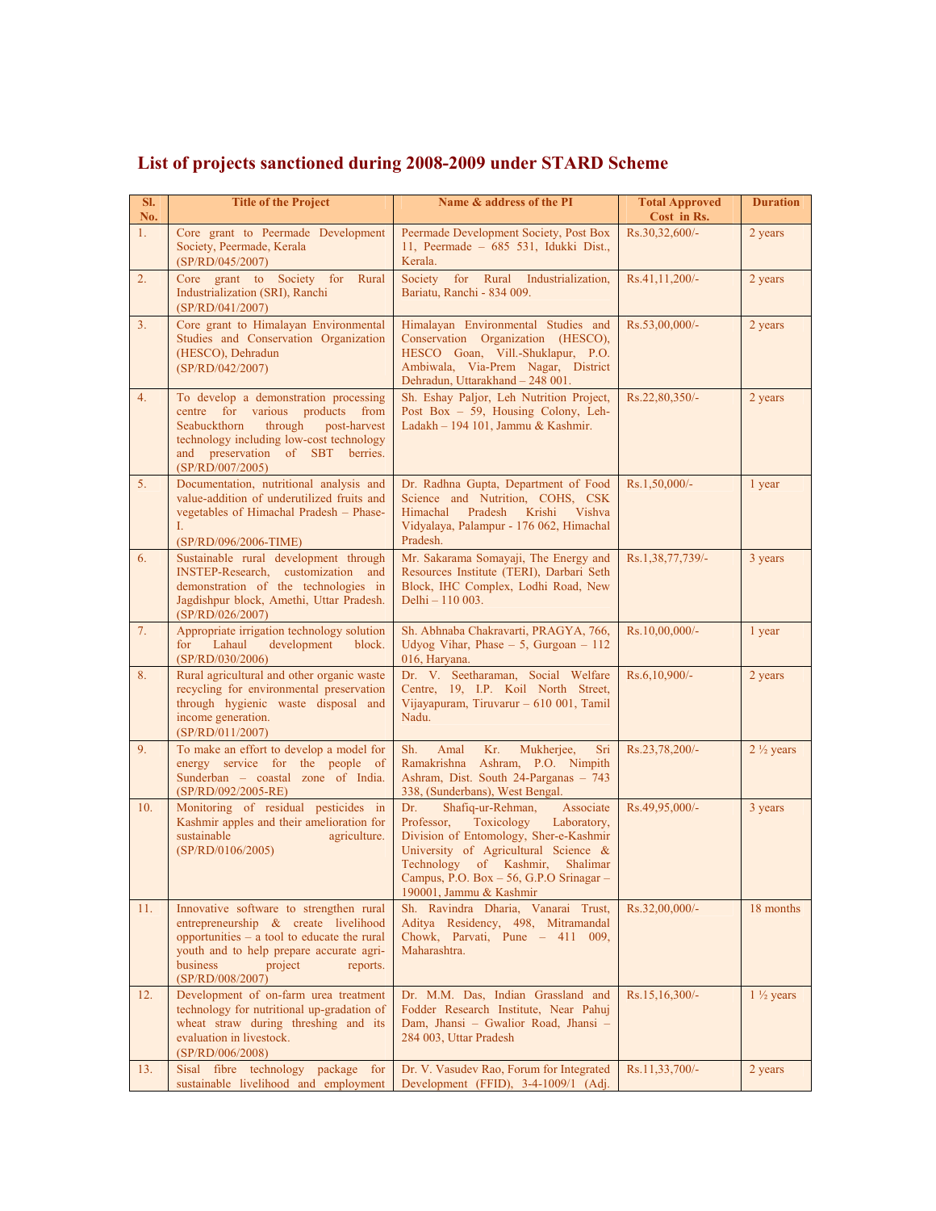# List of projects sanctioned during 2008-2009 under STARD Scheme

| Sl. No. | Title of the Project | Name & address of the PI | Total Approved Cost in Rs. | Duration |
|---|---|---|---|---|
| 1. | Core grant to Peermade Development Society, Peermade, Kerala (SP/RD/045/2007) | Peermade Development Society, Post Box 11, Peermade – 685 531, Idukki Dist., Kerala. | Rs.30,32,600/- | 2 years |
| 2. | Core grant to Society for Rural Industrialization (SRI), Ranchi (SP/RD/041/2007) | Society for Rural Industrialization, Bariatu, Ranchi - 834 009. | Rs.41,11,200/- | 2 years |
| 3. | Core grant to Himalayan Environmental Studies and Conservation Organization (HESCO), Dehradun (SP/RD/042/2007) | Himalayan Environmental Studies and Conservation Organization (HESCO), HESCO Goan, Vill.-Shuklapur, P.O. Ambiwala, Via-Prem Nagar, District Dehradun, Uttarakhand – 248 001. | Rs.53,00,000/- | 2 years |
| 4. | To develop a demonstration processing centre for various products from Seabuckthorn through post-harvest technology including low-cost technology and preservation of SBT berries. (SP/RD/007/2005) | Sh. Eshay Paljor, Leh Nutrition Project, Post Box – 59, Housing Colony, Leh-Ladakh – 194 101, Jammu & Kashmir. | Rs.22,80,350/- | 2 years |
| 5. | Documentation, nutritional analysis and value-addition of underutilized fruits and vegetables of Himachal Pradesh – Phase-I. (SP/RD/096/2006-TIME) | Dr. Radhna Gupta, Department of Food Science and Nutrition, COHS, CSK Himachal Pradesh Krishi Vishva Vidyalaya, Palampur - 176 062, Himachal Pradesh. | Rs.1,50,000/- | 1 year |
| 6. | Sustainable rural development through INSTEP-Research, customization and demonstration of the technologies in Jagdishpur block, Amethi, Uttar Pradesh. (SP/RD/026/2007) | Mr. Sakarama Somayaji, The Energy and Resources Institute (TERI), Darbari Seth Block, IHC Complex, Lodhi Road, New Delhi – 110 003. | Rs.1,38,77,739/- | 3 years |
| 7. | Appropriate irrigation technology solution for Lahaul development block. (SP/RD/030/2006) | Sh. Abhnaba Chakravarti, PRAGYA, 766, Udyog Vihar, Phase – 5, Gurgoan – 112 016, Haryana. | Rs.10,00,000/- | 1 year |
| 8. | Rural agricultural and other organic waste recycling for environmental preservation through hygienic waste disposal and income generation. (SP/RD/011/2007) | Dr. V. Seetharaman, Social Welfare Centre, 19, I.P. Koil North Street, Vijayapuram, Tiruvarur – 610 001, Tamil Nadu. | Rs.6,10,900/- | 2 years |
| 9. | To make an effort to develop a model for energy service for the people of Sunderban – coastal zone of India. (SP/RD/092/2005-RE) | Sh. Amal Kr. Mukherjee, Sri Ramakrishna Ashram, P.O. Nimpith Ashram, Dist. South 24-Parganas – 743 338, (Sunderbans), West Bengal. | Rs.23,78,200/- | 2 ½ years |
| 10. | Monitoring of residual pesticides in Kashmir apples and their amelioration for sustainable agriculture. (SP/RD/0106/2005) | Dr. Shafiq-ur-Rehman, Associate Professor, Toxicology Laboratory, Division of Entomology, Sher-e-Kashmir University of Agricultural Science & Technology of Kashmir, Shalimar Campus, P.O. Box – 56, G.P.O Srinagar – 190001, Jammu & Kashmir | Rs.49,95,000/- | 3 years |
| 11. | Innovative software to strengthen rural entrepreneurship & create livelihood opportunities – a tool to educate the rural youth and to help prepare accurate agri-business project reports. (SP/RD/008/2007) | Sh. Ravindra Dharia, Vanarai Trust, Aditya Residency, 498, Mitramandal Chowk, Parvati, Pune – 411 009, Maharashtra. | Rs.32,00,000/- | 18 months |
| 12. | Development of on-farm urea treatment technology for nutritional up-gradation of wheat straw during threshing and its evaluation in livestock. (SP/RD/006/2008) | Dr. M.M. Das, Indian Grassland and Fodder Research Institute, Near Pahuj Dam, Jhansi – Gwalior Road, Jhansi – 284 003, Uttar Pradesh | Rs.15,16,300/- | 1 ½ years |
| 13. | Sisal fibre technology package for sustainable livelihood and employment | Dr. V. Vasudev Rao, Forum for Integrated Development (FFID), 3-4-1009/1 (Adj. | Rs.11,33,700/- | 2 years |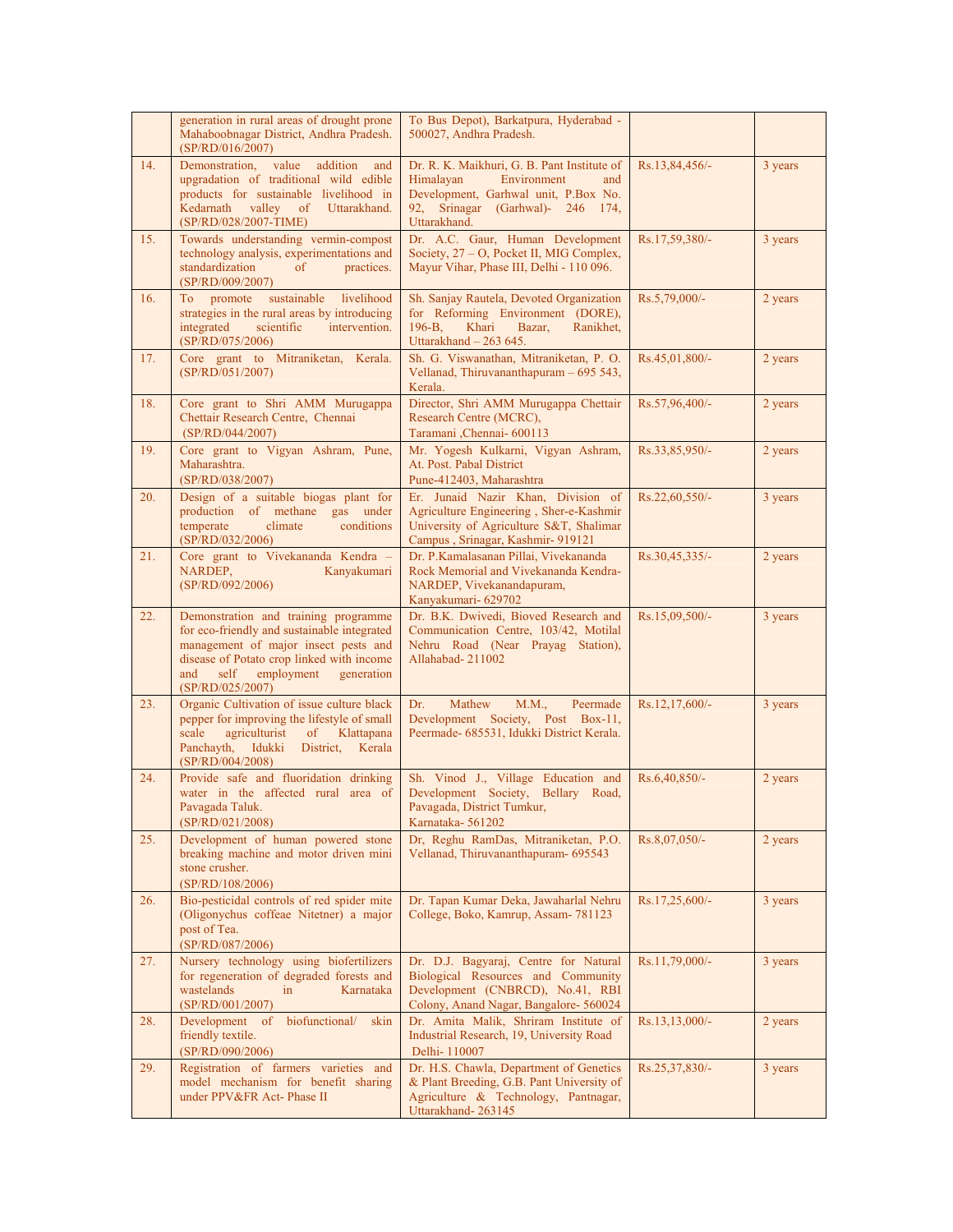| | | | | |
|---|---|---|---|---|
| | generation in rural areas of drought prone Mahaboobnagar District, Andhra Pradesh. (SP/RD/016/2007) | To Bus Depot), Barkatpura, Hyderabad - 500027, Andhra Pradesh. | | |
| 14. | Demonstration, value addition and upgradation of traditional wild edible products for sustainable livelihood in Kedarnath valley of Uttarakhand. (SP/RD/028/2007-TIME) | Dr. R. K. Maikhuri, G. B. Pant Institute of Himalayan Environment and Development, Garhwal unit, P.Box No. 92, Srinagar (Garhwal)- 246 174, Uttarakhand. | Rs.13,84,456/- | 3 years |
| 15. | Towards understanding vermin-compost technology analysis, experimentations and standardization of practices. (SP/RD/009/2007) | Dr. A.C. Gaur, Human Development Society, 27 – O, Pocket II, MIG Complex, Mayur Vihar, Phase III, Delhi - 110 096. | Rs.17,59,380/- | 3 years |
| 16. | To promote sustainable livelihood strategies in the rural areas by introducing integrated scientific intervention. (SP/RD/075/2006) | Sh. Sanjay Rautela, Devoted Organization for Reforming Environment (DORE), 196-B, Khari Bazar, Ranikhet, Uttarakhand – 263 645. | Rs.5,79,000/- | 2 years |
| 17. | Core grant to Mitraniketan, Kerala. (SP/RD/051/2007) | Sh. G. Viswanathan, Mitraniketan, P. O. Vellanad, Thiruvananthapuram – 695 543, Kerala. | Rs.45,01,800/- | 2 years |
| 18. | Core grant to Shri AMM Murugappa Chettair Research Centre, Chennai (SP/RD/044/2007) | Director, Shri AMM Murugappa Chettair Research Centre (MCRC), Taramani ,Chennai- 600113 | Rs.57,96,400/- | 2 years |
| 19. | Core grant to Vigyan Ashram, Pune, Maharashtra. (SP/RD/038/2007) | Mr. Yogesh Kulkarni, Vigyan Ashram, At. Post. Pabal District Pune-412403, Maharashtra | Rs.33,85,950/- | 2 years |
| 20. | Design of a suitable biogas plant for production of methane gas under temperate climate conditions (SP/RD/032/2006) | Er. Junaid Nazir Khan, Division of Agriculture Engineering , Sher-e-Kashmir University of Agriculture S&T, Shalimar Campus , Srinagar, Kashmir- 919121 | Rs.22,60,550/- | 3 years |
| 21. | Core grant to Vivekananda Kendra – NARDEP, Kanyakumari (SP/RD/092/2006) | Dr. P.Kamalasanan Pillai, Vivekananda Rock Memorial and Vivekananda Kendra-NARDEP, Vivekanandapuram, Kanyakumari- 629702 | Rs.30,45,335/- | 2 years |
| 22. | Demonstration and training programme for eco-friendly and sustainable integrated management of major insect pests and disease of Potato crop linked with income and self employment generation (SP/RD/025/2007) | Dr. B.K. Dwivedi, Bioved Research and Communication Centre, 103/42, Motilal Nehru Road (Near Prayag Station), Allahabad- 211002 | Rs.15,09,500/- | 3 years |
| 23. | Organic Cultivation of issue culture black pepper for improving the lifestyle of small scale agriculturist of Klattapana Panchayth, Idukki District, Kerala (SP/RD/004/2008) | Dr. Mathew M.M., Peermade Development Society, Post Box-11, Peermade- 685531, Idukki District Kerala. | Rs.12,17,600/- | 3 years |
| 24. | Provide safe and fluoridation drinking water in the affected rural area of Pavagada Taluk. (SP/RD/021/2008) | Sh. Vinod J., Village Education and Development Society, Bellary Road, Pavagada, District Tumkur, Karnataka- 561202 | Rs.6,40,850/- | 2 years |
| 25. | Development of human powered stone breaking machine and motor driven mini stone crusher. (SP/RD/108/2006) | Dr, Reghu RamDas, Mitraniketan, P.O. Vellanad, Thiruvananthapuram- 695543 | Rs.8,07,050/- | 2 years |
| 26. | Bio-pesticidal controls of red spider mite (Oligonychus coffeae Nitetner) a major post of Tea. (SP/RD/087/2006) | Dr. Tapan Kumar Deka, Jawaharlal Nehru College, Boko, Kamrup, Assam- 781123 | Rs.17,25,600/- | 3 years |
| 27. | Nursery technology using biofertilizers for regeneration of degraded forests and wastelands in Karnataka (SP/RD/001/2007) | Dr. D.J. Bagyaraj, Centre for Natural Biological Resources and Community Development (CNBRCD), No.41, RBI Colony, Anand Nagar, Bangalore- 560024 | Rs.11,79,000/- | 3 years |
| 28. | Development of biofunctional/ skin friendly textile. (SP/RD/090/2006) | Dr. Amita Malik, Shriram Institute of Industrial Research, 19, University Road Delhi- 110007 | Rs.13,13,000/- | 2 years |
| 29. | Registration of farmers varieties and model mechanism for benefit sharing under PPV&FR Act- Phase II | Dr. H.S. Chawla, Department of Genetics & Plant Breeding, G.B. Pant University of Agriculture & Technology, Pantnagar, Uttarakhand- 263145 | Rs.25,37,830/- | 3 years |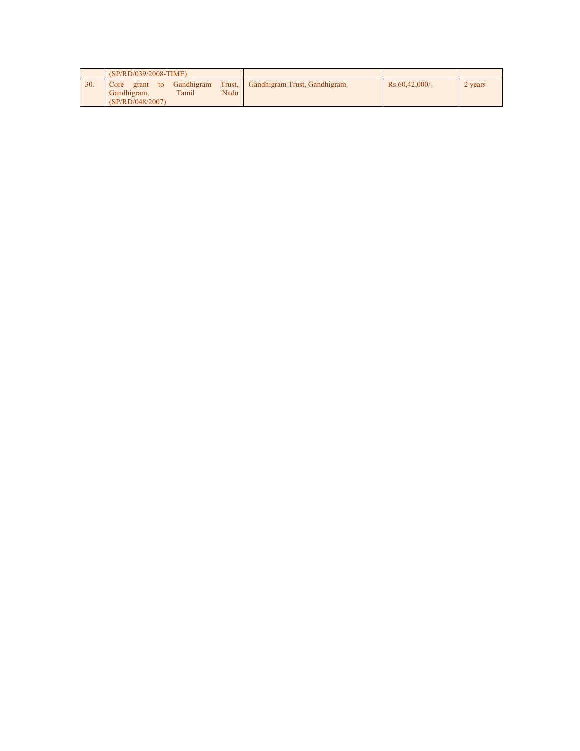| | | | | |
|---|---|---|---|---|
| | (SP/RD/039/2008-TIME) | | | |
| 30. | Core grant to Gandhigram Trust, Gandhigram, Tamil Nadu (SP/RD/048/2007) | Gandhigram Trust, Gandhigram | Rs.60,42,000/- | 2 years |